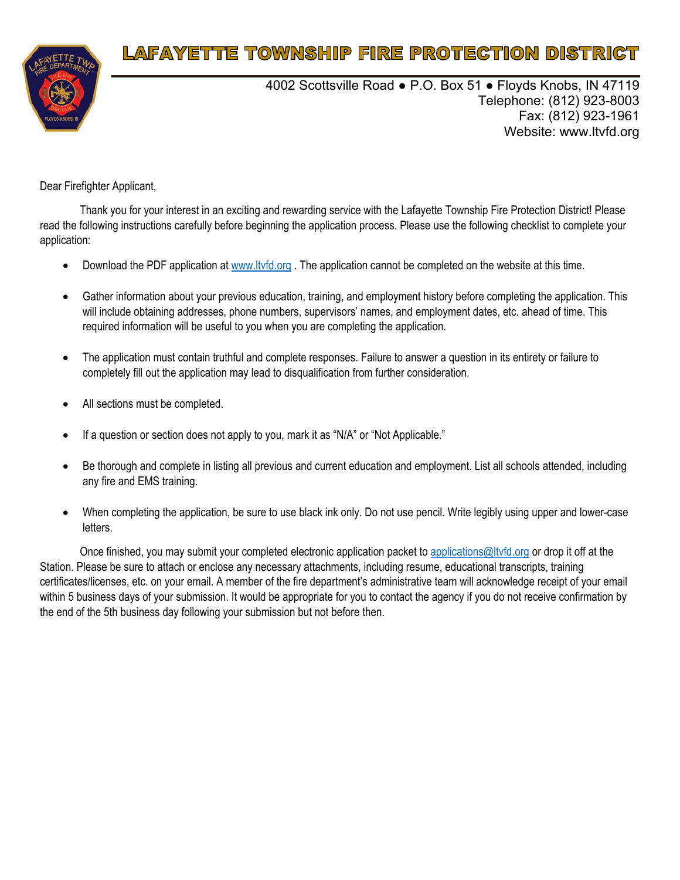# LAFAYETTE TOWNSHIP FIRE PROTECTION DISTRICT

4002 Scottsville Road ● P.O. Box 51 ● Floyds Knobs, IN 47119
Telephone: (812) 923-8003
Fax: (812) 923-1961
Website: www.ltvfd.org

Dear Firefighter Applicant,

Thank you for your interest in an exciting and rewarding service with the Lafayette Township Fire Protection District! Please read the following instructions carefully before beginning the application process. Please use the following checklist to complete your application:

- Download the PDF application at www.ltvfd.org . The application cannot be completed on the website at this time.
- Gather information about your previous education, training, and employment history before completing the application. This will include obtaining addresses, phone numbers, supervisors' names, and employment dates, etc. ahead of time. This required information will be useful to you when you are completing the application.
- The application must contain truthful and complete responses. Failure to answer a question in its entirety or failure to completely fill out the application may lead to disqualification from further consideration.
- All sections must be completed.
- If a question or section does not apply to you, mark it as "N/A" or "Not Applicable."
- Be thorough and complete in listing all previous and current education and employment. List all schools attended, including any fire and EMS training.
- When completing the application, be sure to use black ink only. Do not use pencil. Write legibly using upper and lower-case letters.

Once finished, you may submit your completed electronic application packet to applications@ltvfd.org or drop it off at the Station. Please be sure to attach or enclose any necessary attachments, including resume, educational transcripts, training certificates/licenses, etc. on your email. A member of the fire department's administrative team will acknowledge receipt of your email within 5 business days of your submission. It would be appropriate for you to contact the agency if you do not receive confirmation by the end of the 5th business day following your submission but not before then.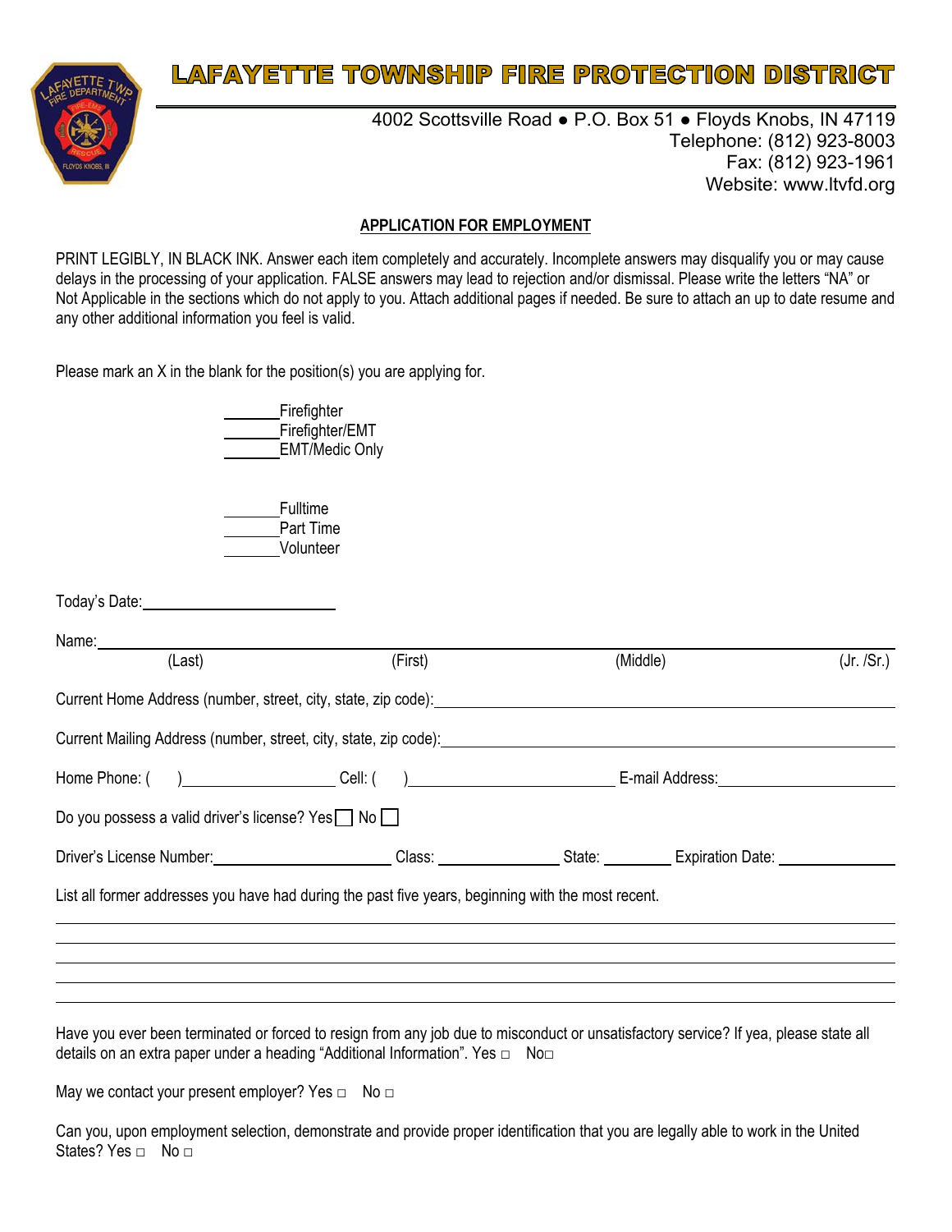# LAFAYETTE TOWNSHIP FIRE PROTECTION DISTRICT

4002 Scottsville Road ● P.O. Box 51 ● Floyds Knobs, IN 47119
Telephone: (812) 923-8003
Fax: (812) 923-1961
Website: www.ltvfd.org

**APPLICATION FOR EMPLOYMENT**

PRINT LEGIBLY, IN BLACK INK. Answer each item completely and accurately. Incomplete answers may disqualify you or may cause delays in the processing of your application. FALSE answers may lead to rejection and/or dismissal. Please write the letters "NA" or Not Applicable in the sections which do not apply to you. Attach additional pages if needed. Be sure to attach an up to date resume and any other additional information you feel is valid.

Please mark an X in the blank for the position(s) you are applying for.

_______Firefighter
_______Firefighter/EMT
_______EMT/Medic Only

_______Fulltime
_______Part Time
_______Volunteer

Today's Date:________________________

Name:______________________________________________________________________________
(Last) (First) (Middle) (Jr. /Sr.)

Current Home Address (number, street, city, state, zip code):_______________________________________

Current Mailing Address (number, street, city, state, zip code):______________________________________

Home Phone: ( )__________________ Cell: ( )_________________________ E-mail Address:_________________

Do you possess a valid driver's license? Yes ☐ No ☐

Driver's License Number:______________________ Class: ______________ State: ________ Expiration Date: ______________

List all former addresses you have had during the past five years, beginning with the most recent.

______________________________________________________________________________
______________________________________________________________________________
______________________________________________________________________________
______________________________________________________________________________
______________________________________________________________________________

Have you ever been terminated or forced to resign from any job due to misconduct or unsatisfactory service? If yea, please state all details on an extra paper under a heading "Additional Information". Yes ☐ No ☐

May we contact your present employer? Yes ☐ No ☐

Can you, upon employment selection, demonstrate and provide proper identification that you are legally able to work in the United States? Yes ☐ No ☐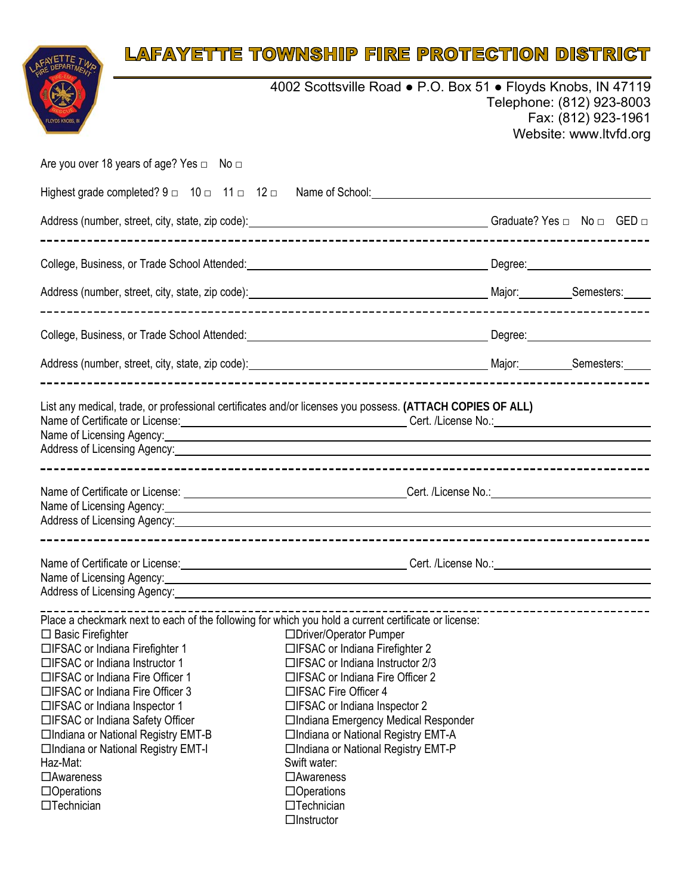# LAFAYETTE TOWNSHIP FIRE PROTECTION DISTRICT

4002 Scottsville Road ● P.O. Box 51 ● Floyds Knobs, IN 47119
Telephone: (812) 923-8003
Fax: (812) 923-1961
Website: www.ltvfd.org

Are you over 18 years of age? Yes □ No □

Highest grade completed? 9 □ 10 □ 11 □ 12 □ Name of School: ____________________

Address (number, street, city, state, zip code): ____________________ Graduate? Yes □ No □ GED □

---

College, Business, or Trade School Attended: ____________________ Degree: ____________

Address (number, street, city, state, zip code): ____________________ Major: ________ Semesters: _____

---

College, Business, or Trade School Attended: ____________________ Degree: ____________

Address (number, street, city, state, zip code): ____________________ Major: ________ Semesters: _____

---

List any medical, trade, or professional certificates and/or licenses you possess. **(ATTACH COPIES OF ALL)**

Name of Certificate or License: ____________________ Cert. /License No.: ____________
Name of Licensing Agency: ____________________
Address of Licensing Agency: ____________________

---

Name of Certificate or License: ____________________ Cert. /License No.: ____________
Name of Licensing Agency: ____________________
Address of Licensing Agency: ____________________

---

Name of Certificate or License: ____________________ Cert. /License No.: ____________
Name of Licensing Agency: ____________________
Address of Licensing Agency: ____________________

---

Place a checkmark next to each of the following for which you hold a current certificate or license:

- ☐ Basic Firefighter
- ☐ IFSAC or Indiana Firefighter 1
- ☐ IFSAC or Indiana Instructor 1
- ☐ IFSAC or Indiana Fire Officer 1
- ☐ IFSAC or Indiana Fire Officer 3
- ☐ IFSAC or Indiana Inspector 1
- ☐ IFSAC or Indiana Safety Officer
- ☐ Indiana or National Registry EMT-B
- ☐ Indiana or National Registry EMT-I
- ☐ Driver/Operator Pumper
- ☐ IFSAC or Indiana Firefighter 2
- ☐ IFSAC or Indiana Instructor 2/3
- ☐ IFSAC or Indiana Fire Officer 2
- ☐ IFSAC Fire Officer 4
- ☐ IFSAC or Indiana Inspector 2
- ☐ Indiana Emergency Medical Responder
- ☐ Indiana or National Registry EMT-A
- ☐ Indiana or National Registry EMT-P

Haz-Mat:
- ☐ Awareness
- ☐ Operations
- ☐ Technician

Swift water:
- ☐ Awareness
- ☐ Operations
- ☐ Technician
- ☐ Instructor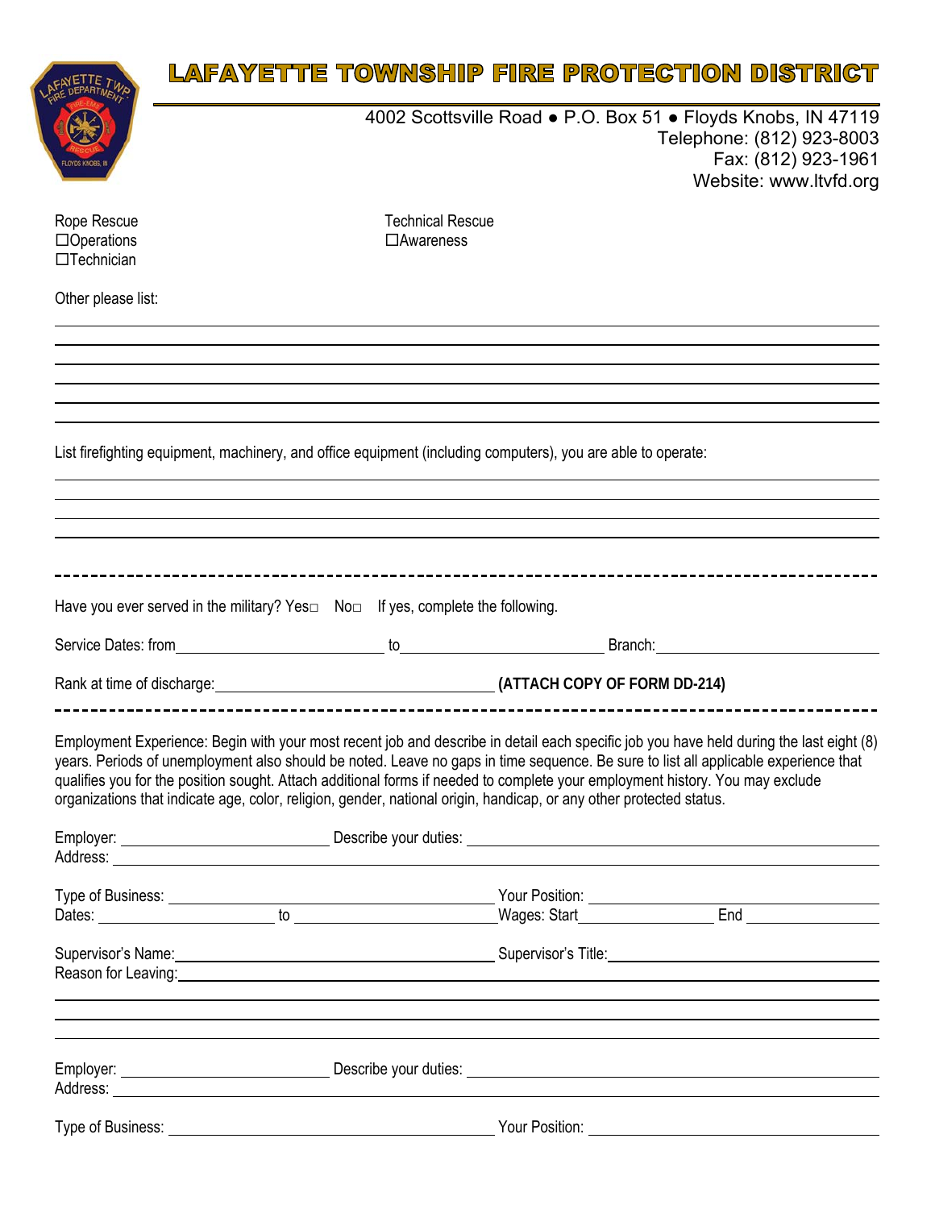# LAFAYETTE TOWNSHIP FIRE PROTECTION DISTRICT

4002 Scottsville Road ● P.O. Box 51 ● Floyds Knobs, IN 47119
Telephone: (812) 923-8003
Fax: (812) 923-1961
Website: www.ltvfd.org

Rope Rescue
☐Operations
☐Technician

Technical Rescue
☐Awareness

Other please list:

______________________________________________________________________________
______________________________________________________________________________
______________________________________________________________________________
______________________________________________________________________________
______________________________________________________________________________

List firefighting equipment, machinery, and office equipment (including computers), you are able to operate:

______________________________________________________________________________
______________________________________________________________________________
______________________________________________________________________________

---

Have you ever served in the military? Yes☐ No☐ If yes, complete the following.

Service Dates: from__________________ to__________________ Branch:__________________

Rank at time of discharge:__________________________ **(ATTACH COPY OF FORM DD-214)**

---

Employment Experience: Begin with your most recent job and describe in detail each specific job you have held during the last eight (8) years. Periods of unemployment also should be noted. Leave no gaps in time sequence. Be sure to list all applicable experience that qualifies you for the position sought. Attach additional forms if needed to complete your employment history. You may exclude organizations that indicate age, color, religion, gender, national origin, handicap, or any other protected status.

Employer: __________________ Describe your duties: ______________________________
Address: ______________________________________________________________________

Type of Business: __________________________ Your Position: __________________________
Dates: ______________ to __________________ Wages: Start______________ End ______________

Supervisor's Name:__________________________ Supervisor's Title:__________________________
Reason for Leaving:____________________________________________________________
______________________________________________________________________________
______________________________________________________________________________

Employer: __________________ Describe your duties: ______________________________
Address: ______________________________________________________________________

Type of Business: __________________________ Your Position: __________________________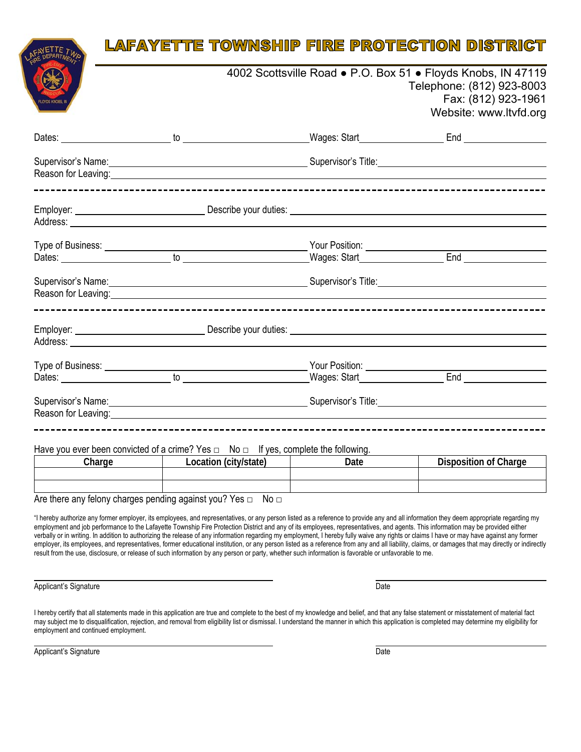# LAFAYETTE TOWNSHIP FIRE PROTECTION DISTRICT

4002 Scottsville Road ● P.O. Box 51 ● Floyds Knobs, IN 47119
Telephone: (812) 923-8003
Fax: (812) 923-1961
Website: www.ltvfd.org

Dates: ____________________ to ____________________ Wages: Start ______________ End ______________

Supervisor's Name: ______________________________ Supervisor's Title: ______________________________
Reason for Leaving: ________________________________________________________________

---

Employer: ____________________ Describe your duties: ________________________________________
Address: ________________________________________________________________

Type of Business: ______________________________ Your Position: ______________________________
Dates: ____________________ to ____________________ Wages: Start ______________ End ______________

Supervisor's Name: ______________________________ Supervisor's Title: ______________________________
Reason for Leaving: ________________________________________________________________

---

Employer: ____________________ Describe your duties: ________________________________________
Address: ________________________________________________________________

Type of Business: ______________________________ Your Position: ______________________________
Dates: ____________________ to ____________________ Wages: Start ______________ End ______________

Supervisor's Name: ______________________________ Supervisor's Title: ______________________________
Reason for Leaving: ________________________________________________________________

---

Have you ever been convicted of a crime? Yes □ No □ If yes, complete the following.

| Charge | Location (city/state) | Date | Disposition of Charge |
|---|---|---|---|
| | | | |
| | | | |

Are there any felony charges pending against you? Yes □ No □

"I hereby authorize any former employer, its employees, and representatives, or any person listed as a reference to provide any and all information they deem appropriate regarding my employment and job performance to the Lafayette Township Fire Protection District and any of its employees, representatives, and agents. This information may be provided either verbally or in writing. In addition to authorizing the release of any information regarding my employment, I hereby fully waive any rights or claims I have or may have against any former employer, its employees, and representatives, former educational institution, or any person listed as a reference from any and all liability, claims, or damages that may directly or indirectly result from the use, disclosure, or release of such information by any person or party, whether such information is favorable or unfavorable to me.

______________________________ ______________________________
Applicant's Signature Date

I hereby certify that all statements made in this application are true and complete to the best of my knowledge and belief, and that any false statement or misstatement of material fact may subject me to disqualification, rejection, and removal from eligibility list or dismissal. I understand the manner in which this application is completed may determine my eligibility for employment and continued employment.

______________________________ ______________________________
Applicant's Signature Date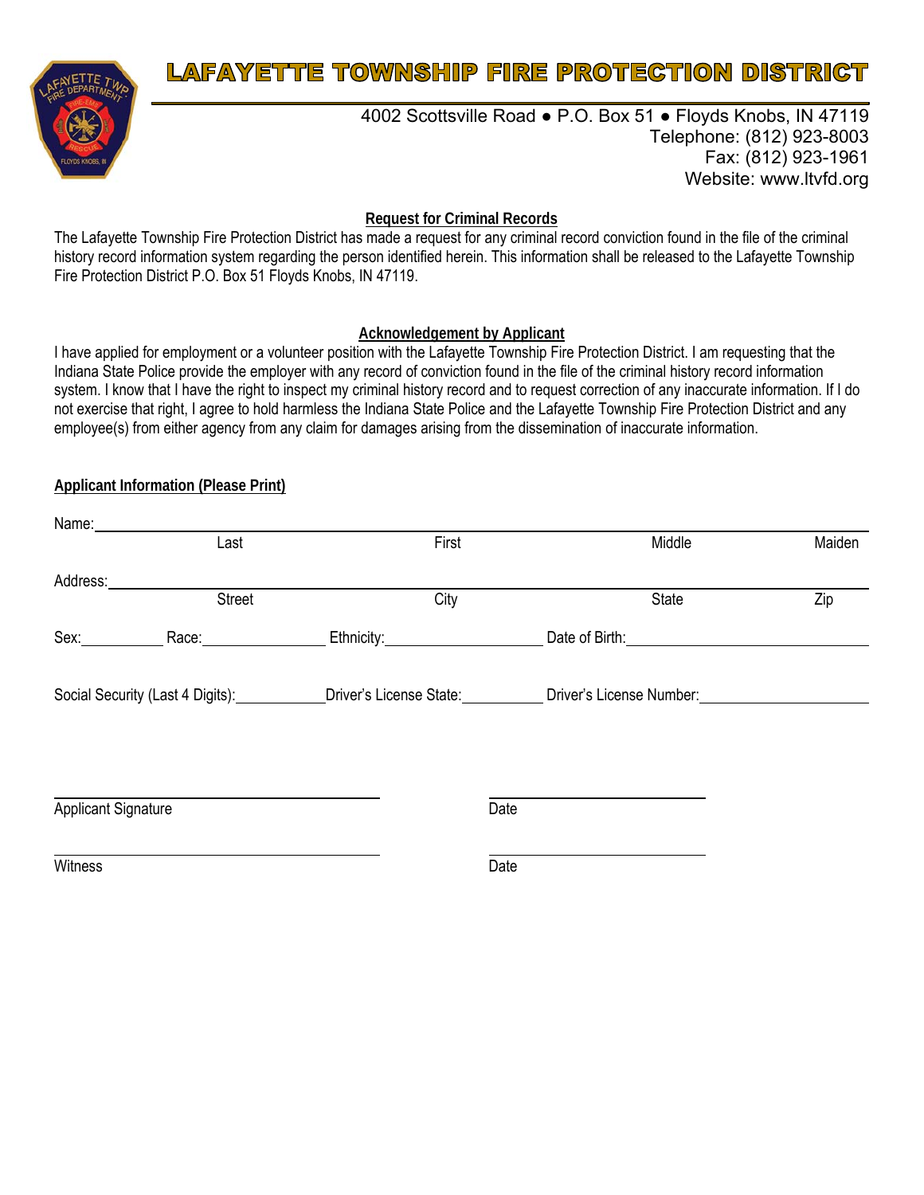# LAFAYETTE TOWNSHIP FIRE PROTECTION DISTRICT

4002 Scottsville Road ● P.O. Box 51 ● Floyds Knobs, IN 47119
Telephone: (812) 923-8003
Fax: (812) 923-1961
Website: www.ltvfd.org

## Request for Criminal Records

The Lafayette Township Fire Protection District has made a request for any criminal record conviction found in the file of the criminal history record information system regarding the person identified herein. This information shall be released to the Lafayette Township Fire Protection District P.O. Box 51 Floyds Knobs, IN 47119.

## Acknowledgement by Applicant

I have applied for employment or a volunteer position with the Lafayette Township Fire Protection District. I am requesting that the Indiana State Police provide the employer with any record of conviction found in the file of the criminal history record information system. I know that I have the right to inspect my criminal history record and to request correction of any inaccurate information. If I do not exercise that right, I agree to hold harmless the Indiana State Police and the Lafayette Township Fire Protection District and any employee(s) from either agency from any claim for damages arising from the dissemination of inaccurate information.

## Applicant Information (Please Print)

Name: ______________________________________________________________
Last First Middle Maiden

Address: ____________________________________________________________
Street City State Zip

Sex: __________ Race: ______________ Ethnicity: __________________ Date of Birth: ____________________________

Social Security (Last 4 Digits): ___________ Driver's License State: __________ Driver's License Number: ____________________

______________________________ ______________________
Applicant Signature Date

______________________________ ______________________
Witness Date